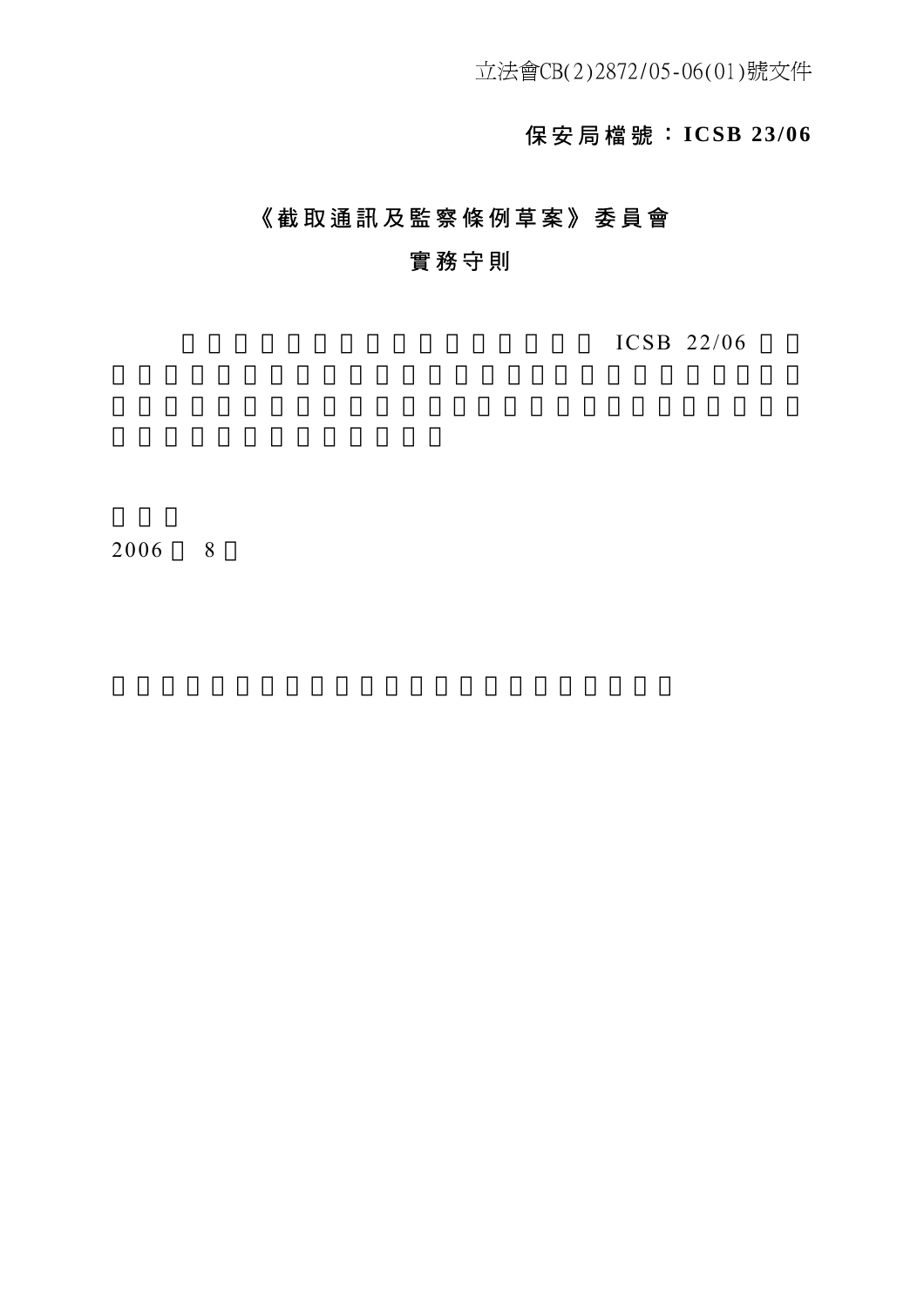立法會CB(2)2872/05-06(01)號文件

**保安局檔號：ICSB 23/06**

# 《截取通訊及監察條例草案》委員會

## 實務守則

ICSB 22/06

2006 8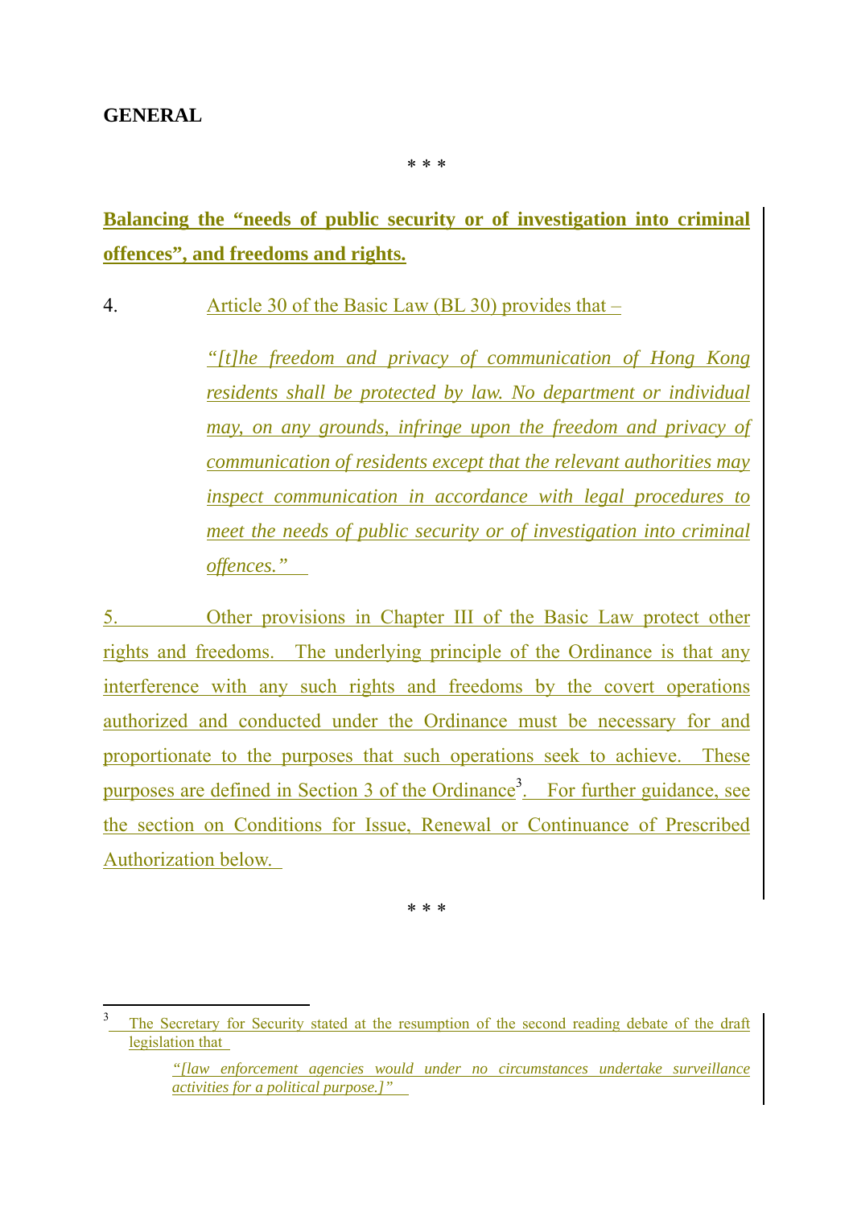**GENERAL**

\* \* \*

**Balancing the "needs of public security or of investigation into criminal offences", and freedoms and rights.**

4. Article 30 of the Basic Law (BL 30) provides that –

> *"[t]he freedom and privacy of communication of Hong Kong residents shall be protected by law. No department or individual may, on any grounds, infringe upon the freedom and privacy of communication of residents except that the relevant authorities may inspect communication in accordance with legal procedures to meet the needs of public security or of investigation into criminal offences."*

5. Other provisions in Chapter III of the Basic Law protect other rights and freedoms. The underlying principle of the Ordinance is that any interference with any such rights and freedoms by the covert operations authorized and conducted under the Ordinance must be necessary for and proportionate to the purposes that such operations seek to achieve. These purposes are defined in Section 3 of the Ordinance[3]. For further guidance, see the section on Conditions for Issue, Renewal or Continuance of Prescribed Authorization below.

\* \* \*

---

[3] The Secretary for Security stated at the resumption of the second reading debate of the draft legislation that

> *"[law enforcement agencies would under no circumstances undertake surveillance activities for a political purpose.]"*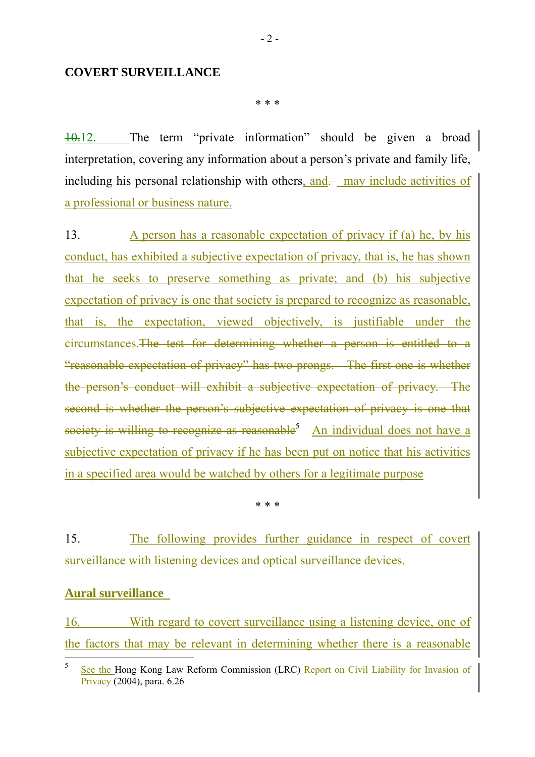## COVERT SURVEILLANCE

\* \* \*

~~10.~~12. The term "private information" should be given a broad interpretation, covering any information about a person's private and family life, including his personal relationship with others, and ~~–~~ may include activities of a professional or business nature.

13. A person has a reasonable expectation of privacy if (a) he, by his conduct, has exhibited a subjective expectation of privacy, that is, he has shown that he seeks to preserve something as private; and (b) his subjective expectation of privacy is one that society is prepared to recognize as reasonable, that is, the expectation, viewed objectively, is justifiable under the circumstances.~~The test for determining whether a person is entitled to a "reasonable expectation of privacy" has two prongs. The first one is whether the person's conduct will exhibit a subjective expectation of privacy. The second is whether the person's subjective expectation of privacy is one that society is willing to recognize as reasonable~~[5] An individual does not have a subjective expectation of privacy if he has been put on notice that his activities in a specified area would be watched by others for a legitimate purpose

\* \* \*

15. The following provides further guidance in respect of covert surveillance with listening devices and optical surveillance devices.

**Aural surveillance**

16. With regard to covert surveillance using a listening device, one of the factors that may be relevant in determining whether there is a reasonable

---

[5] See the Hong Kong Law Reform Commission (LRC) Report on Civil Liability for Invasion of Privacy (2004), para. 6.26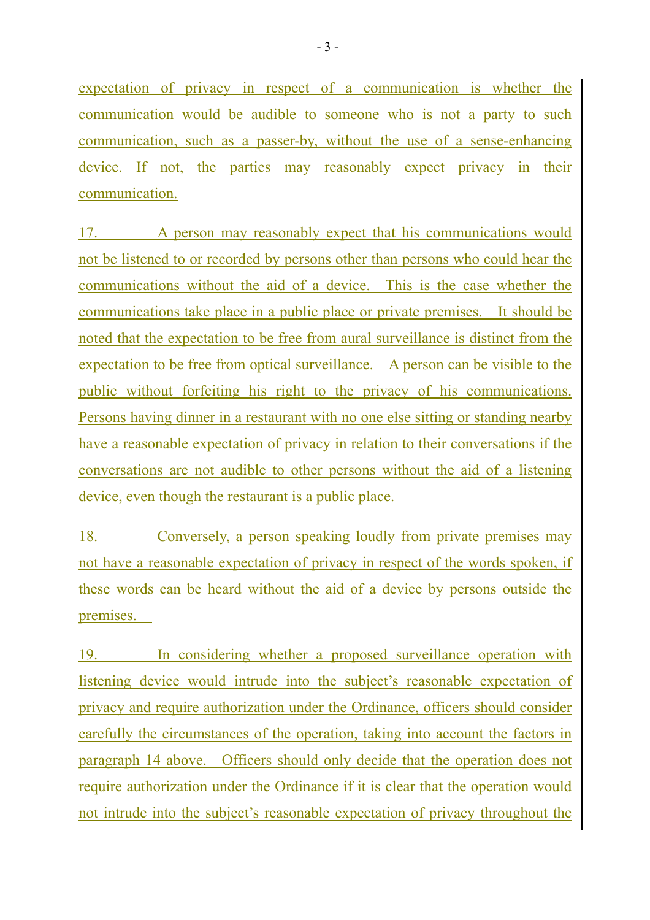expectation of privacy in respect of a communication is whether the communication would be audible to someone who is not a party to such communication, such as a passer-by, without the use of a sense-enhancing device. If not, the parties may reasonably expect privacy in their communication.

17. A person may reasonably expect that his communications would not be listened to or recorded by persons other than persons who could hear the communications without the aid of a device. This is the case whether the communications take place in a public place or private premises. It should be noted that the expectation to be free from aural surveillance is distinct from the expectation to be free from optical surveillance. A person can be visible to the public without forfeiting his right to the privacy of his communications. Persons having dinner in a restaurant with no one else sitting or standing nearby have a reasonable expectation of privacy in relation to their conversations if the conversations are not audible to other persons without the aid of a listening device, even though the restaurant is a public place.

18. Conversely, a person speaking loudly from private premises may not have a reasonable expectation of privacy in respect of the words spoken, if these words can be heard without the aid of a device by persons outside the premises.

19. In considering whether a proposed surveillance operation with listening device would intrude into the subject's reasonable expectation of privacy and require authorization under the Ordinance, officers should consider carefully the circumstances of the operation, taking into account the factors in paragraph 14 above. Officers should only decide that the operation does not require authorization under the Ordinance if it is clear that the operation would not intrude into the subject's reasonable expectation of privacy throughout the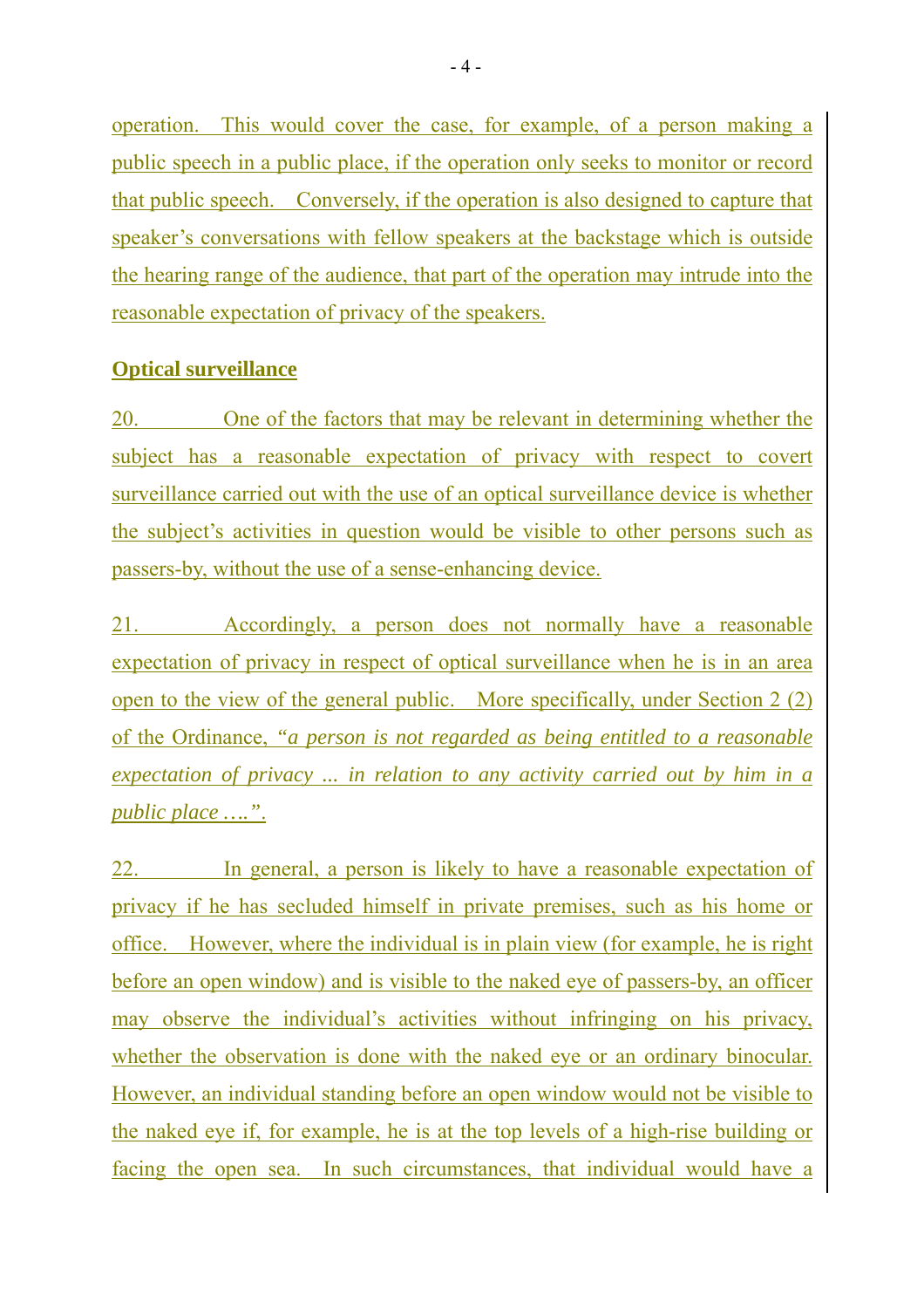operation. This would cover the case, for example, of a person making a public speech in a public place, if the operation only seeks to monitor or record that public speech. Conversely, if the operation is also designed to capture that speaker's conversations with fellow speakers at the backstage which is outside the hearing range of the audience, that part of the operation may intrude into the reasonable expectation of privacy of the speakers.

**Optical surveillance**

20. One of the factors that may be relevant in determining whether the subject has a reasonable expectation of privacy with respect to covert surveillance carried out with the use of an optical surveillance device is whether the subject's activities in question would be visible to other persons such as passers-by, without the use of a sense-enhancing device.

21. Accordingly, a person does not normally have a reasonable expectation of privacy in respect of optical surveillance when he is in an area open to the view of the general public. More specifically, under Section 2 (2) of the Ordinance, "*a person is not regarded as being entitled to a reasonable expectation of privacy ... in relation to any activity carried out by him in a public place ….*".

22. In general, a person is likely to have a reasonable expectation of privacy if he has secluded himself in private premises, such as his home or office. However, where the individual is in plain view (for example, he is right before an open window) and is visible to the naked eye of passers-by, an officer may observe the individual's activities without infringing on his privacy, whether the observation is done with the naked eye or an ordinary binocular. However, an individual standing before an open window would not be visible to the naked eye if, for example, he is at the top levels of a high-rise building or facing the open sea. In such circumstances, that individual would have a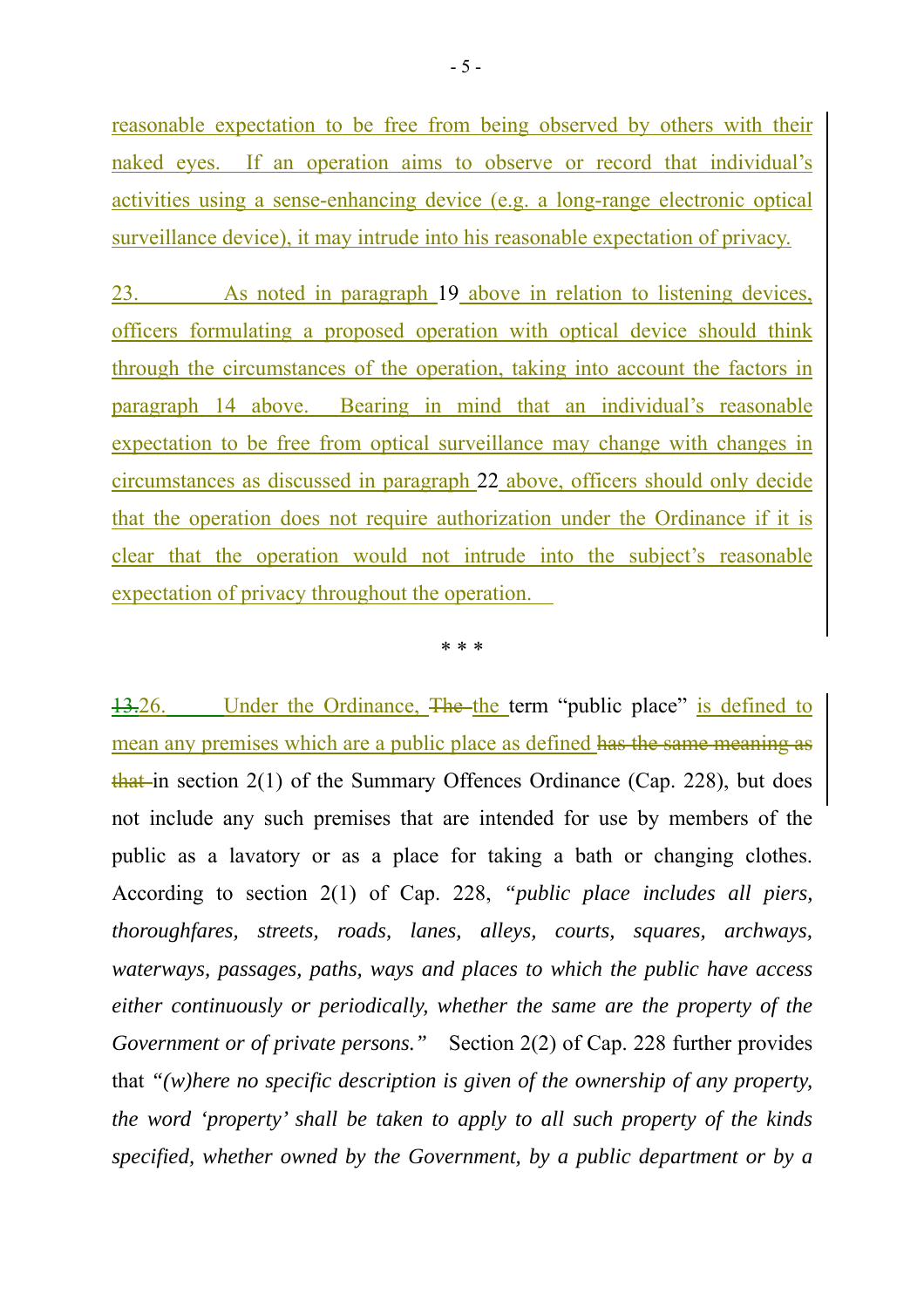reasonable expectation to be free from being observed by others with their naked eyes. If an operation aims to observe or record that individual's activities using a sense-enhancing device (e.g. a long-range electronic optical surveillance device), it may intrude into his reasonable expectation of privacy.

23. As noted in paragraph 19 above in relation to listening devices, officers formulating a proposed operation with optical device should think through the circumstances of the operation, taking into account the factors in paragraph 14 above. Bearing in mind that an individual's reasonable expectation to be free from optical surveillance may change with changes in circumstances as discussed in paragraph 22 above, officers should only decide that the operation does not require authorization under the Ordinance if it is clear that the operation would not intrude into the subject's reasonable expectation of privacy throughout the operation.

\* \* \*

~~13.~~26. Under the Ordinance, ~~The~~ the term "public place" is defined to mean any premises which are a public place as defined ~~has the same meaning as that~~ in section 2(1) of the Summary Offences Ordinance (Cap. 228), but does not include any such premises that are intended for use by members of the public as a lavatory or as a place for taking a bath or changing clothes. According to section 2(1) of Cap. 228, "*public place includes all piers, thoroughfares, streets, roads, lanes, alleys, courts, squares, archways, waterways, passages, paths, ways and places to which the public have access either continuously or periodically, whether the same are the property of the Government or of private persons.*" Section 2(2) of Cap. 228 further provides that "*(w)here no specific description is given of the ownership of any property, the word 'property' shall be taken to apply to all such property of the kinds specified, whether owned by the Government, by a public department or by a*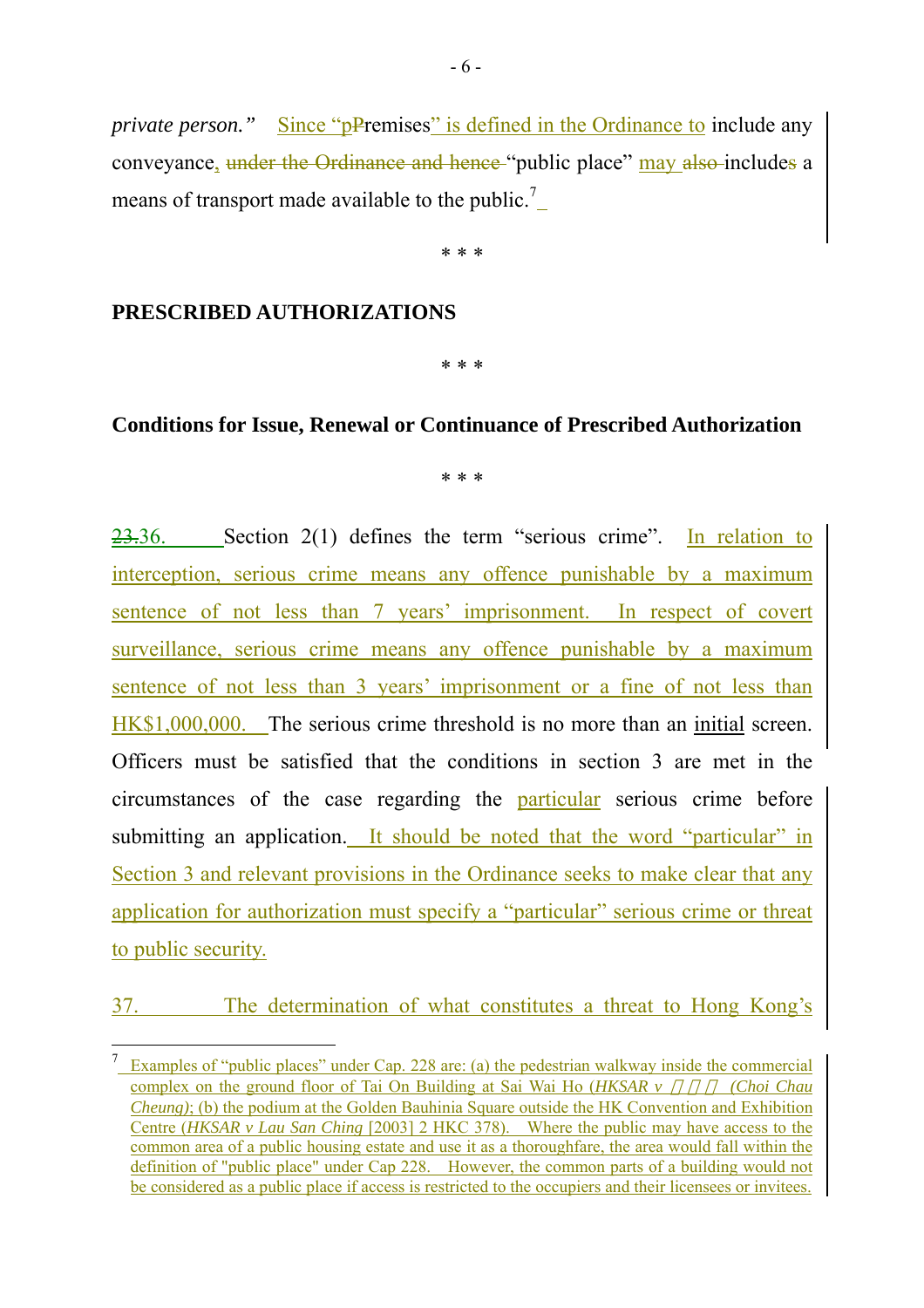*private person."* Since "pPremises" is defined in the Ordinance to include any conveyance, under the Ordinance and hence "public place" may also includes a means of transport made available to the public.[7]

\* \* \*

**PRESCRIBED AUTHORIZATIONS**

\* \* \*

**Conditions for Issue, Renewal or Continuance of Prescribed Authorization**

\* \* \*

23.36. Section 2(1) defines the term "serious crime". In relation to interception, serious crime means any offence punishable by a maximum sentence of not less than 7 years' imprisonment. In respect of covert surveillance, serious crime means any offence punishable by a maximum sentence of not less than 3 years' imprisonment or a fine of not less than HK$1,000,000. The serious crime threshold is no more than an initial screen. Officers must be satisfied that the conditions in section 3 are met in the circumstances of the case regarding the particular serious crime before submitting an application. It should be noted that the word "particular" in Section 3 and relevant provisions in the Ordinance seeks to make clear that any application for authorization must specify a "particular" serious crime or threat to public security.

37. The determination of what constitutes a threat to Hong Kong's

[7] Examples of "public places" under Cap. 228 are: (a) the pedestrian walkway inside the commercial complex on the ground floor of Tai On Building at Sai Wai Ho (*HKSAR v* 蔡洲祥 *(Choi Chau Cheung)*; (b) the podium at the Golden Bauhinia Square outside the HK Convention and Exhibition Centre (*HKSAR v Lau San Ching* [2003] 2 HKC 378). Where the public may have access to the common area of a public housing estate and use it as a thoroughfare, the area would fall within the definition of "public place" under Cap 228. However, the common parts of a building would not be considered as a public place if access is restricted to the occupiers and their licensees or invitees.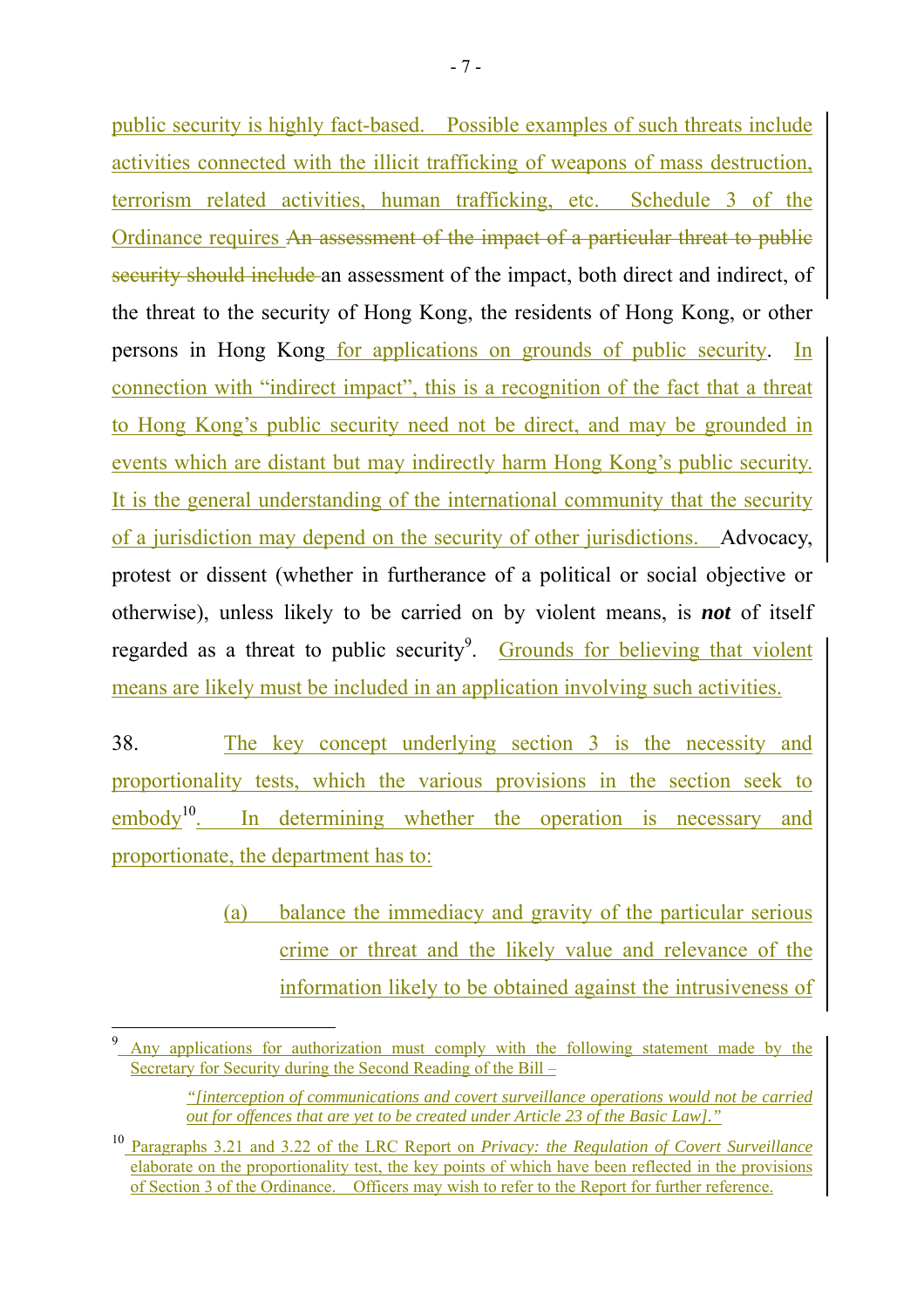public security is highly fact-based. Possible examples of such threats include activities connected with the illicit trafficking of weapons of mass destruction, terrorism related activities, human trafficking, etc. Schedule 3 of the Ordinance requires ~~An assessment of the impact of a particular threat to public security should include~~ an assessment of the impact, both direct and indirect, of the threat to the security of Hong Kong, the residents of Hong Kong, or other persons in Hong Kong for applications on grounds of public security. In connection with "indirect impact", this is a recognition of the fact that a threat to Hong Kong's public security need not be direct, and may be grounded in events which are distant but may indirectly harm Hong Kong's public security. It is the general understanding of the international community that the security of a jurisdiction may depend on the security of other jurisdictions. Advocacy, protest or dissent (whether in furtherance of a political or social objective or otherwise), unless likely to be carried on by violent means, is ***not*** of itself regarded as a threat to public security[9]. Grounds for believing that violent means are likely must be included in an application involving such activities.

38. The key concept underlying section 3 is the necessity and proportionality tests, which the various provisions in the section seek to embody[10]. In determining whether the operation is necessary and proportionate, the department has to:

(a) balance the immediacy and gravity of the particular serious crime or threat and the likely value and relevance of the information likely to be obtained against the intrusiveness of

---

[9] Any applications for authorization must comply with the following statement made by the Secretary for Security during the Second Reading of the Bill –

*"[interception of communications and covert surveillance operations would not be carried out for offences that are yet to be created under Article 23 of the Basic Law]."*

[10] Paragraphs 3.21 and 3.22 of the LRC Report on *Privacy: the Regulation of Covert Surveillance* elaborate on the proportionality test, the key points of which have been reflected in the provisions of Section 3 of the Ordinance. Officers may wish to refer to the Report for further reference.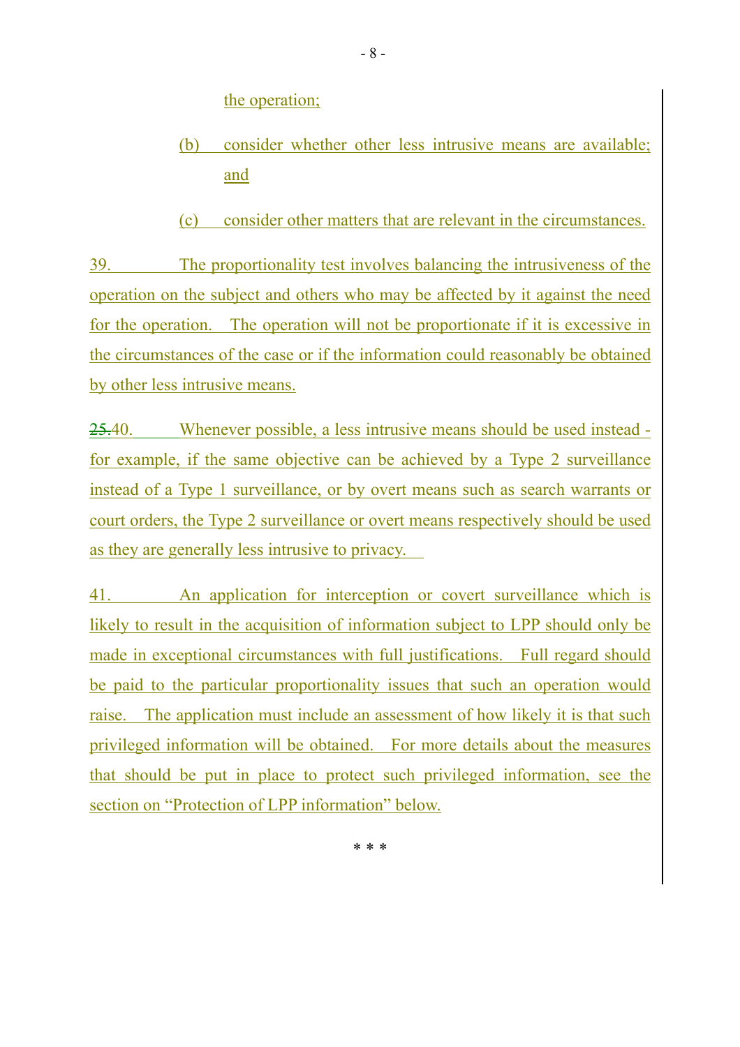the operation;

(b) consider whether other less intrusive means are available; and

(c) consider other matters that are relevant in the circumstances.

39. The proportionality test involves balancing the intrusiveness of the operation on the subject and others who may be affected by it against the need for the operation. The operation will not be proportionate if it is excessive in the circumstances of the case or if the information could reasonably be obtained by other less intrusive means.

~~25.~~40. Whenever possible, a less intrusive means should be used instead - for example, if the same objective can be achieved by a Type 2 surveillance instead of a Type 1 surveillance, or by overt means such as search warrants or court orders, the Type 2 surveillance or overt means respectively should be used as they are generally less intrusive to privacy.

41. An application for interception or covert surveillance which is likely to result in the acquisition of information subject to LPP should only be made in exceptional circumstances with full justifications. Full regard should be paid to the particular proportionality issues that such an operation would raise. The application must include an assessment of how likely it is that such privileged information will be obtained. For more details about the measures that should be put in place to protect such privileged information, see the section on "Protection of LPP information" below.

\* \* \*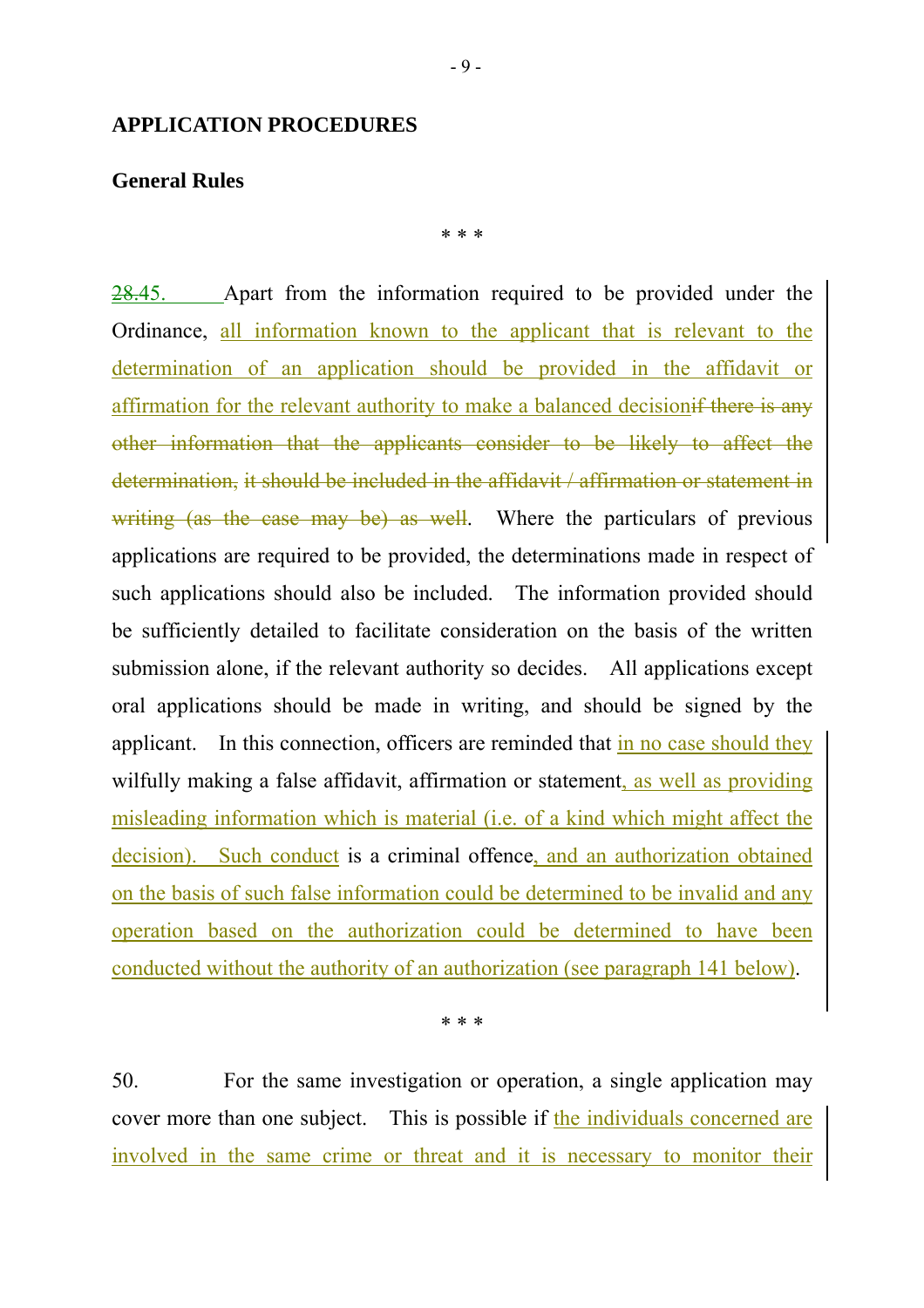## APPLICATION PROCEDURES

### General Rules

\* \* \*

~~28.~~45. Apart from the information required to be provided under the Ordinance, all information known to the applicant that is relevant to the determination of an application should be provided in the affidavit or affirmation for the relevant authority to make a balanced decision~~if there is any other information that the applicants consider to be likely to affect the determination, it should be included in the affidavit / affirmation or statement in writing (as the case may be) as well~~. Where the particulars of previous applications are required to be provided, the determinations made in respect of such applications should also be included. The information provided should be sufficiently detailed to facilitate consideration on the basis of the written submission alone, if the relevant authority so decides. All applications except oral applications should be made in writing, and should be signed by the applicant. In this connection, officers are reminded that in no case should they wilfully making a false affidavit, affirmation or statement, as well as providing misleading information which is material (i.e. of a kind which might affect the decision). Such conduct is a criminal offence, and an authorization obtained on the basis of such false information could be determined to be invalid and any operation based on the authorization could be determined to have been conducted without the authority of an authorization (see paragraph 141 below).

\* \* \*

50. For the same investigation or operation, a single application may cover more than one subject. This is possible if the individuals concerned are involved in the same crime or threat and it is necessary to monitor their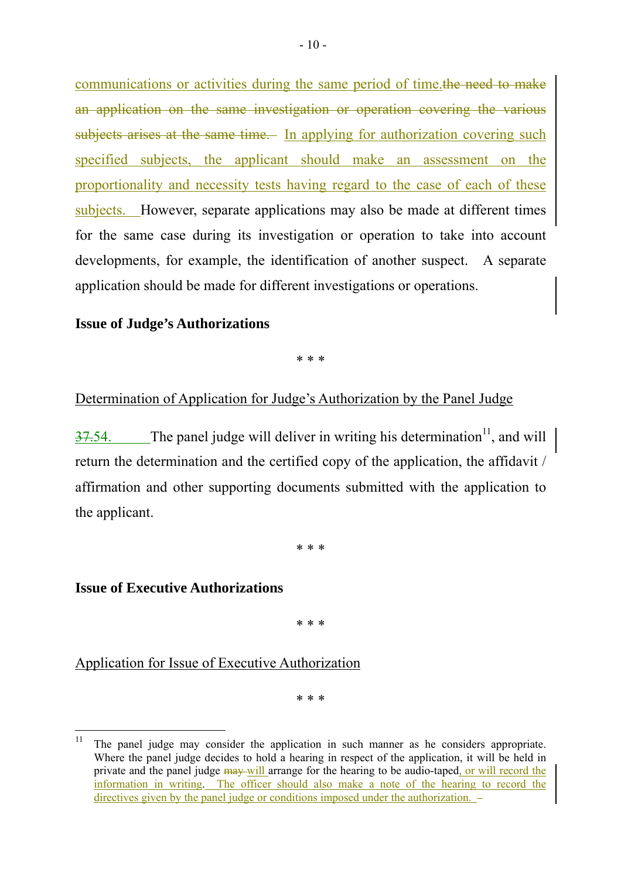communications or activities during the same period of time.~~the need to make an application on the same investigation or operation covering the various subjects arises at the same time.~~ In applying for authorization covering such specified subjects, the applicant should make an assessment on the proportionality and necessity tests having regard to the case of each of these subjects. However, separate applications may also be made at different times for the same case during its investigation or operation to take into account developments, for example, the identification of another suspect. A separate application should be made for different investigations or operations.

**Issue of Judge's Authorizations**

\* \* \*

Determination of Application for Judge's Authorization by the Panel Judge

~~37.~~54. The panel judge will deliver in writing his determination[11], and will return the determination and the certified copy of the application, the affidavit / affirmation and other supporting documents submitted with the application to the applicant.

\* \* \*

**Issue of Executive Authorizations**

\* \* \*

Application for Issue of Executive Authorization

\* \* \*

---

[11] The panel judge may consider the application in such manner as he considers appropriate. Where the panel judge decides to hold a hearing in respect of the application, it will be held in private and the panel judge ~~may~~ will arrange for the hearing to be audio-taped, or will record the information in writing. The officer should also make a note of the hearing to record the directives given by the panel judge or conditions imposed under the authorization.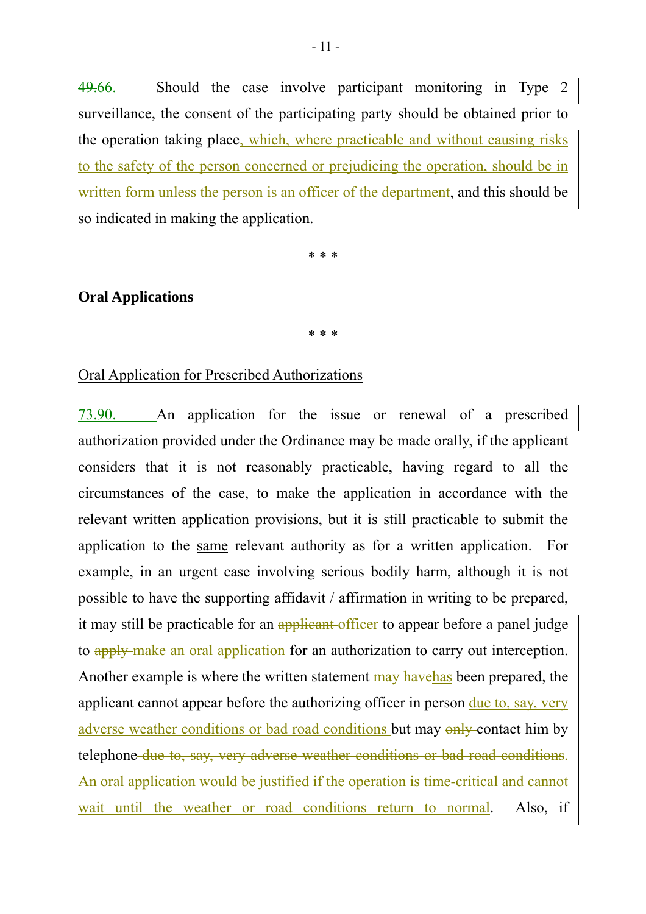~~49.~~<u>66.</u> Should the case involve participant monitoring in Type 2 surveillance, the consent of the participating party should be obtained prior to the operation taking place<u>, which, where practicable and without causing risks to the safety of the person concerned or prejudicing the operation, should be in written form unless the person is an officer of the department</u>, and this should be so indicated in making the application.

\* \* \*

**Oral Applications**

\* \* \*

<u>Oral Application for Prescribed Authorizations</u>

~~73.~~<u>90.</u> An application for the issue or renewal of a prescribed authorization provided under the Ordinance may be made orally, if the applicant considers that it is not reasonably practicable, having regard to all the circumstances of the case, to make the application in accordance with the relevant written application provisions, but it is still practicable to submit the application to the <u>same</u> relevant authority as for a written application. For example, in an urgent case involving serious bodily harm, although it is not possible to have the supporting affidavit / affirmation in writing to be prepared, it may still be practicable for an ~~applicant~~ <u>officer</u> to appear before a panel judge to ~~apply~~ <u>make an oral application</u> for an authorization to carry out interception. Another example is where the written statement ~~may have~~<u>has</u> been prepared, the applicant cannot appear before the authorizing officer in person <u>due to, say, very adverse weather conditions or bad road conditions</u> but may ~~only~~ contact him by telephone ~~due to, say, very adverse weather conditions or bad road conditions~~<u>. An oral application would be justified if the operation is time-critical and cannot wait until the weather or road conditions return to normal</u>. Also, if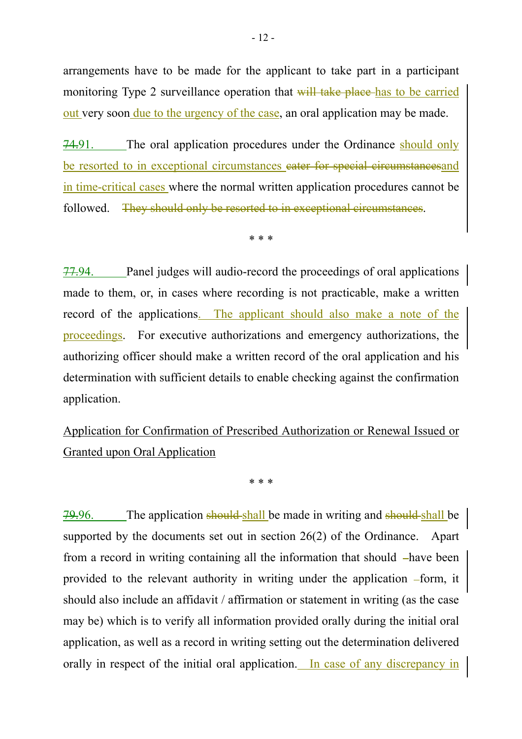arrangements have to be made for the applicant to take part in a participant monitoring Type 2 surveillance operation that ~~will take place~~ has to be carried out very soon due to the urgency of the case, an oral application may be made.

~~74.~~91. The oral application procedures under the Ordinance should only be resorted to in exceptional circumstances ~~cater for special circumstances~~and in time-critical cases where the normal written application procedures cannot be followed. ~~They should only be resorted to in exceptional circumstances~~.

\* \* \*

~~77.~~94. Panel judges will audio-record the proceedings of oral applications made to them, or, in cases where recording is not practicable, make a written record of the applications. The applicant should also make a note of the proceedings. For executive authorizations and emergency authorizations, the authorizing officer should make a written record of the oral application and his determination with sufficient details to enable checking against the confirmation application.

Application for Confirmation of Prescribed Authorization or Renewal Issued or Granted upon Oral Application

\* \* \*

~~79.~~96. The application ~~should~~ shall be made in writing and ~~should~~ shall be supported by the documents set out in section 26(2) of the Ordinance. Apart from a record in writing containing all the information that should have been provided to the relevant authority in writing under the application form, it should also include an affidavit / affirmation or statement in writing (as the case may be) which is to verify all information provided orally during the initial oral application, as well as a record in writing setting out the determination delivered orally in respect of the initial oral application. In case of any discrepancy in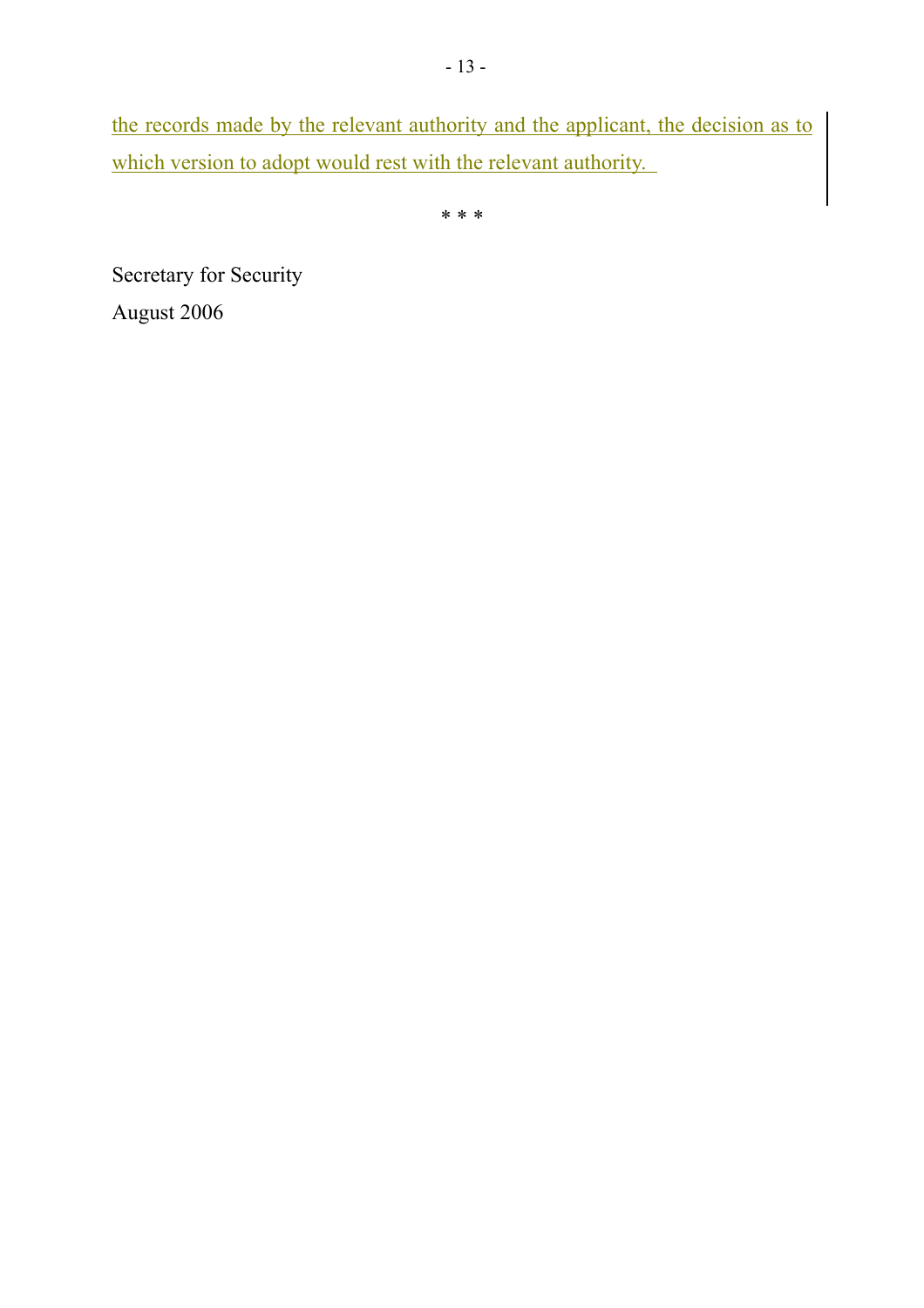the records made by the relevant authority and the applicant, the decision as to which version to adopt would rest with the relevant authority.

\* \* \*

Secretary for Security
August 2006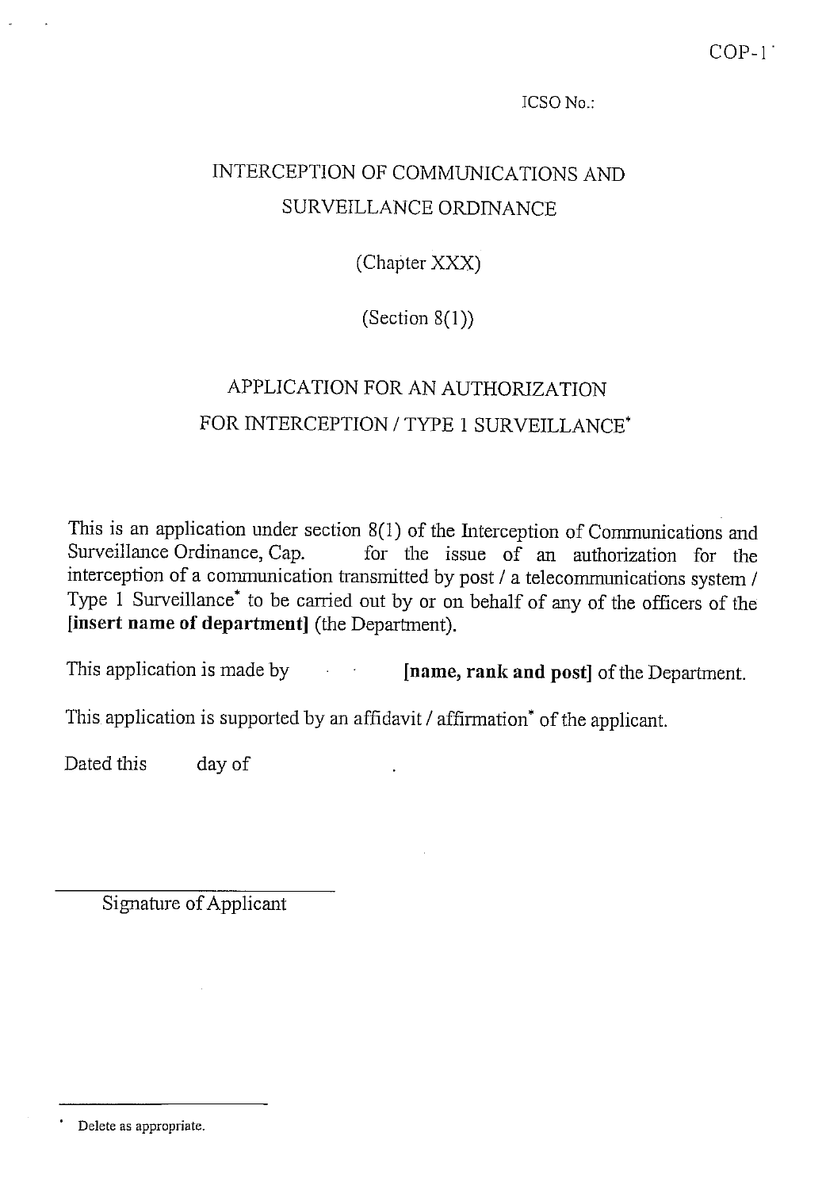COP-1

ICSO No.:

# INTERCEPTION OF COMMUNICATIONS AND SURVEILLANCE ORDINANCE

(Chapter XXX)

(Section 8(1))

## APPLICATION FOR AN AUTHORIZATION FOR INTERCEPTION / TYPE 1 SURVEILLANCE*

This is an application under section 8(1) of the Interception of Communications and Surveillance Ordinance, Cap. for the issue of an authorization for the interception of a communication transmitted by post / a telecommunications system / Type 1 Surveillance* to be carried out by or on behalf of any of the officers of the **[insert name of department]** (the Department).

This application is made by **[name, rank and post]** of the Department.

This application is supported by an affidavit / affirmation* of the applicant.

Dated this day of .

\_\_\_\_\_\_\_\_\_\_\_\_\_\_\_\_\_\_\_\_\_\_\_\_\_\_

Signature of Applicant

---

* Delete as appropriate.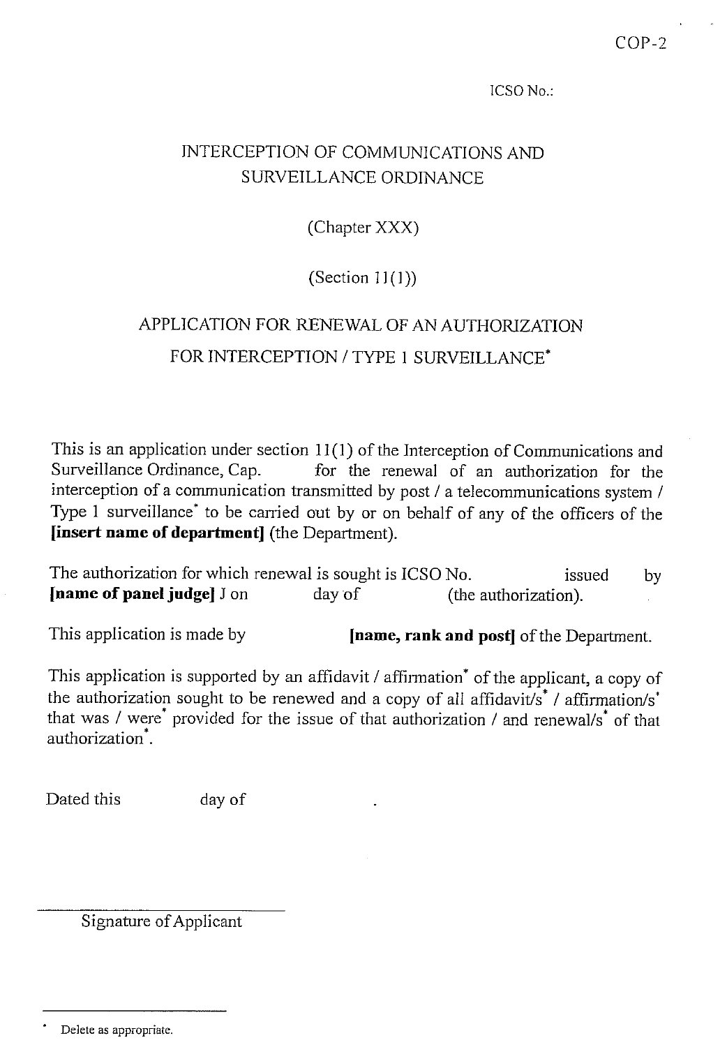COP-2

ICSO No.:

# INTERCEPTION OF COMMUNICATIONS AND SURVEILLANCE ORDINANCE

(Chapter XXX)

(Section 11(1))

## APPLICATION FOR RENEWAL OF AN AUTHORIZATION FOR INTERCEPTION / TYPE 1 SURVEILLANCE*

This is an application under section 11(1) of the Interception of Communications and Surveillance Ordinance, Cap.          for the renewal of an authorization for the interception of a communication transmitted by post / a telecommunications system / Type 1 surveillance* to be carried out by or on behalf of any of the officers of the **[insert name of department]** (the Department).

The authorization for which renewal is sought is ICSO No.          issued by **[name of panel judge]** J on          day of          (the authorization).

This application is made by          **[name, rank and post]** of the Department.

This application is supported by an affidavit / affirmation* of the applicant, a copy of the authorization sought to be renewed and a copy of all affidavit/s* / affirmation/s* that was / were* provided for the issue of that authorization / and renewal/s* of that authorization*.

Dated this          day of          .

______________________

Signature of Applicant

\* Delete as appropriate.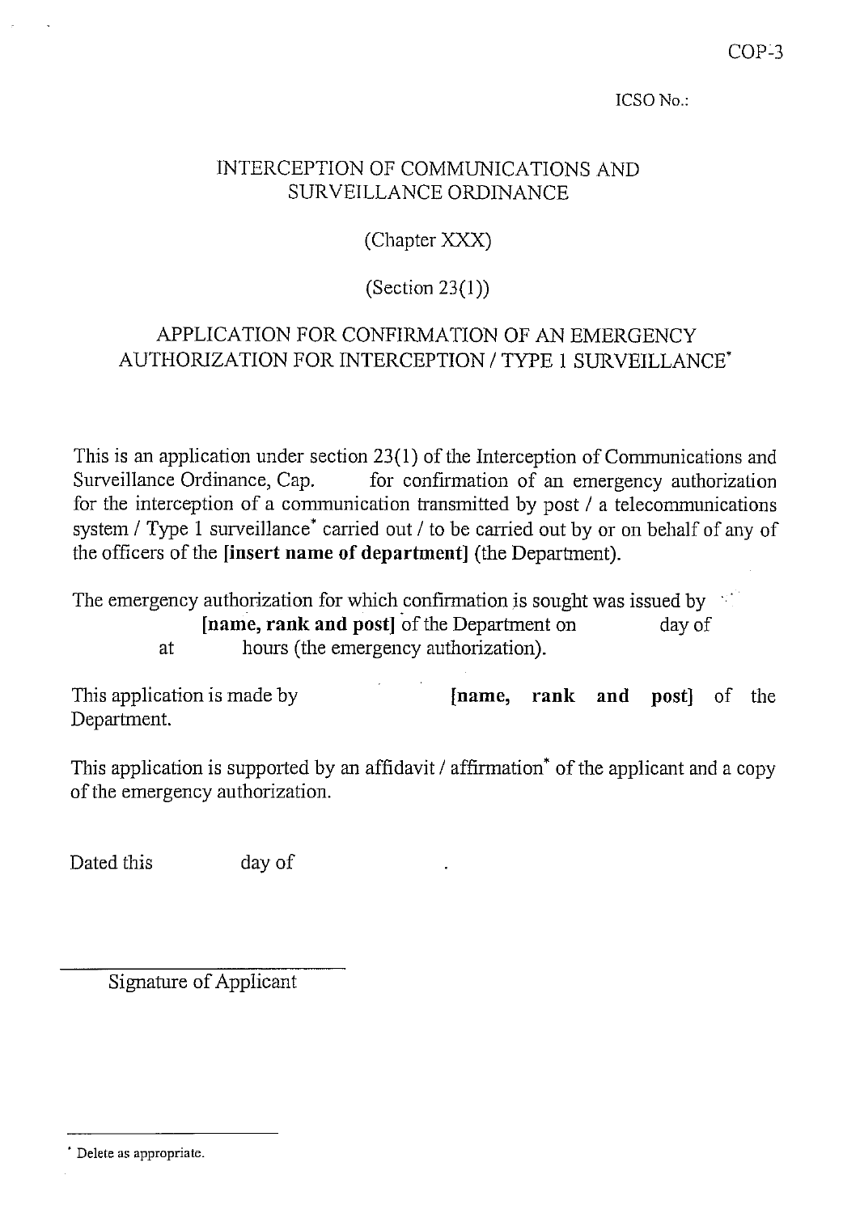COP-3

ICSO No.:

# INTERCEPTION OF COMMUNICATIONS AND SURVEILLANCE ORDINANCE

(Chapter XXX)

(Section 23(1))

## APPLICATION FOR CONFIRMATION OF AN EMERGENCY AUTHORIZATION FOR INTERCEPTION / TYPE 1 SURVEILLANCE*

This is an application under section 23(1) of the Interception of Communications and Surveillance Ordinance, Cap.        for confirmation of an emergency authorization for the interception of a communication transmitted by post / a telecommunications system / Type 1 surveillance* carried out / to be carried out by or on behalf of any of the officers of the **[insert name of department]** (the Department).

The emergency authorization for which confirmation is sought was issued by        **[name, rank and post]** of the Department on        day of        at        hours (the emergency authorization).

This application is made by        **[name, rank and post]** of the Department.

This application is supported by an affidavit / affirmation* of the applicant and a copy of the emergency authorization.

Dated this        day of        .

\_\_\_\_\_\_\_\_\_\_\_\_\_\_\_\_\_\_\_\_\_\_\_\_\_\_\_\_
Signature of Applicant

---

* Delete as appropriate.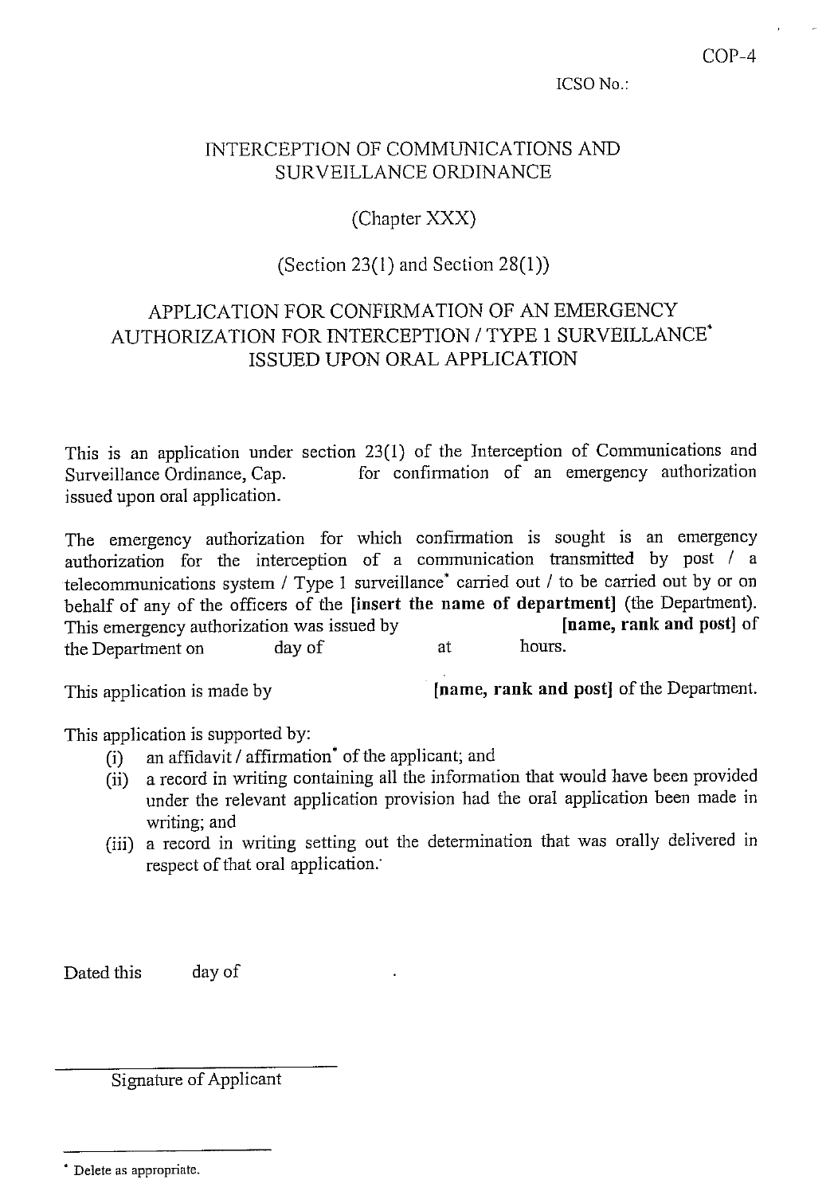COP-4

ICSO No.:

# INTERCEPTION OF COMMUNICATIONS AND SURVEILLANCE ORDINANCE

(Chapter XXX)

(Section 23(1) and Section 28(1))

## APPLICATION FOR CONFIRMATION OF AN EMERGENCY AUTHORIZATION FOR INTERCEPTION / TYPE 1 SURVEILLANCE* ISSUED UPON ORAL APPLICATION

This is an application under section 23(1) of the Interception of Communications and Surveillance Ordinance, Cap. for confirmation of an emergency authorization issued upon oral application.

The emergency authorization for which confirmation is sought is an emergency authorization for the interception of a communication transmitted by post / a telecommunications system / Type 1 surveillance* carried out / to be carried out by or on behalf of any of the officers of the **[insert the name of department]** (the Department). This emergency authorization was issued by **[name, rank and post]** of the Department on day of at hours.

This application is made by **[name, rank and post]** of the Department.

This application is supported by:

(i) an affidavit / affirmation* of the applicant; and

(ii) a record in writing containing all the information that would have been provided under the relevant application provision had the oral application been made in writing; and

(iii) a record in writing setting out the determination that was orally delivered in respect of that oral application.

Dated this day of .

Signature of Applicant

\* Delete as appropriate.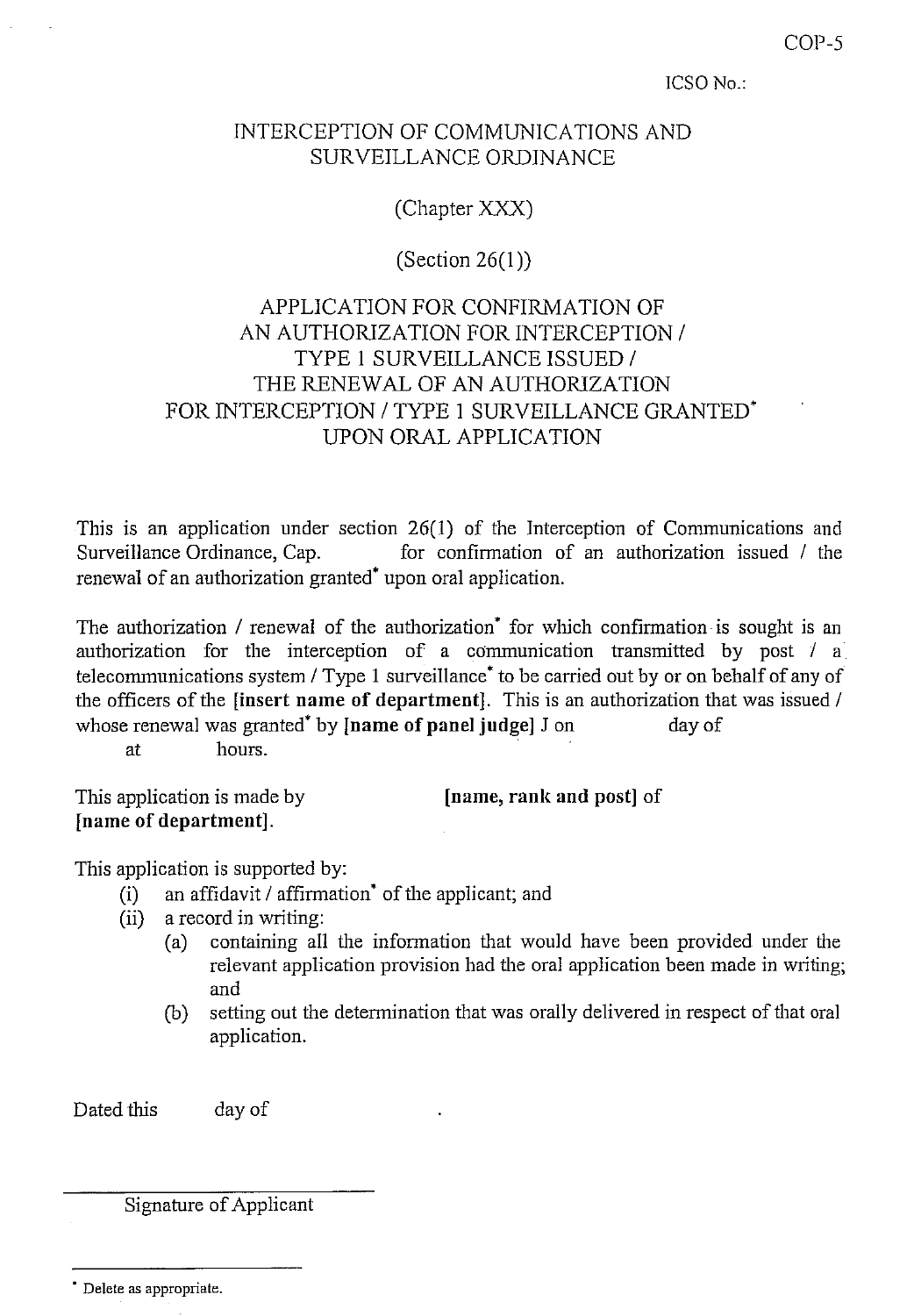COP-5

ICSO No.:

# INTERCEPTION OF COMMUNICATIONS AND SURVEILLANCE ORDINANCE

(Chapter XXX)

(Section 26(1))

## APPLICATION FOR CONFIRMATION OF AN AUTHORIZATION FOR INTERCEPTION / TYPE 1 SURVEILLANCE ISSUED / THE RENEWAL OF AN AUTHORIZATION FOR INTERCEPTION / TYPE 1 SURVEILLANCE GRANTED* UPON ORAL APPLICATION

This is an application under section 26(1) of the Interception of Communications and Surveillance Ordinance, Cap. for confirmation of an authorization issued / the renewal of an authorization granted* upon oral application.

The authorization / renewal of the authorization* for which confirmation is sought is an authorization for the interception of a communication transmitted by post / a telecommunications system / Type 1 surveillance* to be carried out by or on behalf of any of the officers of the **[insert name of department]**. This is an authorization that was issued / whose renewal was granted* by **[name of panel judge]** J on day of at hours.

This application is made by **[name, rank and post]** of **[name of department]**.

This application is supported by:

- (i) an affidavit / affirmation* of the applicant; and
- (ii) a record in writing:
  - (a) containing all the information that would have been provided under the relevant application provision had the oral application been made in writing; and
  - (b) setting out the determination that was orally delivered in respect of that oral application.

Dated this day of .

\_\_\_\_\_\_\_\_\_\_\_\_\_\_\_\_\_\_\_\_\_\_\_\_\_\_

Signature of Applicant

---

* Delete as appropriate.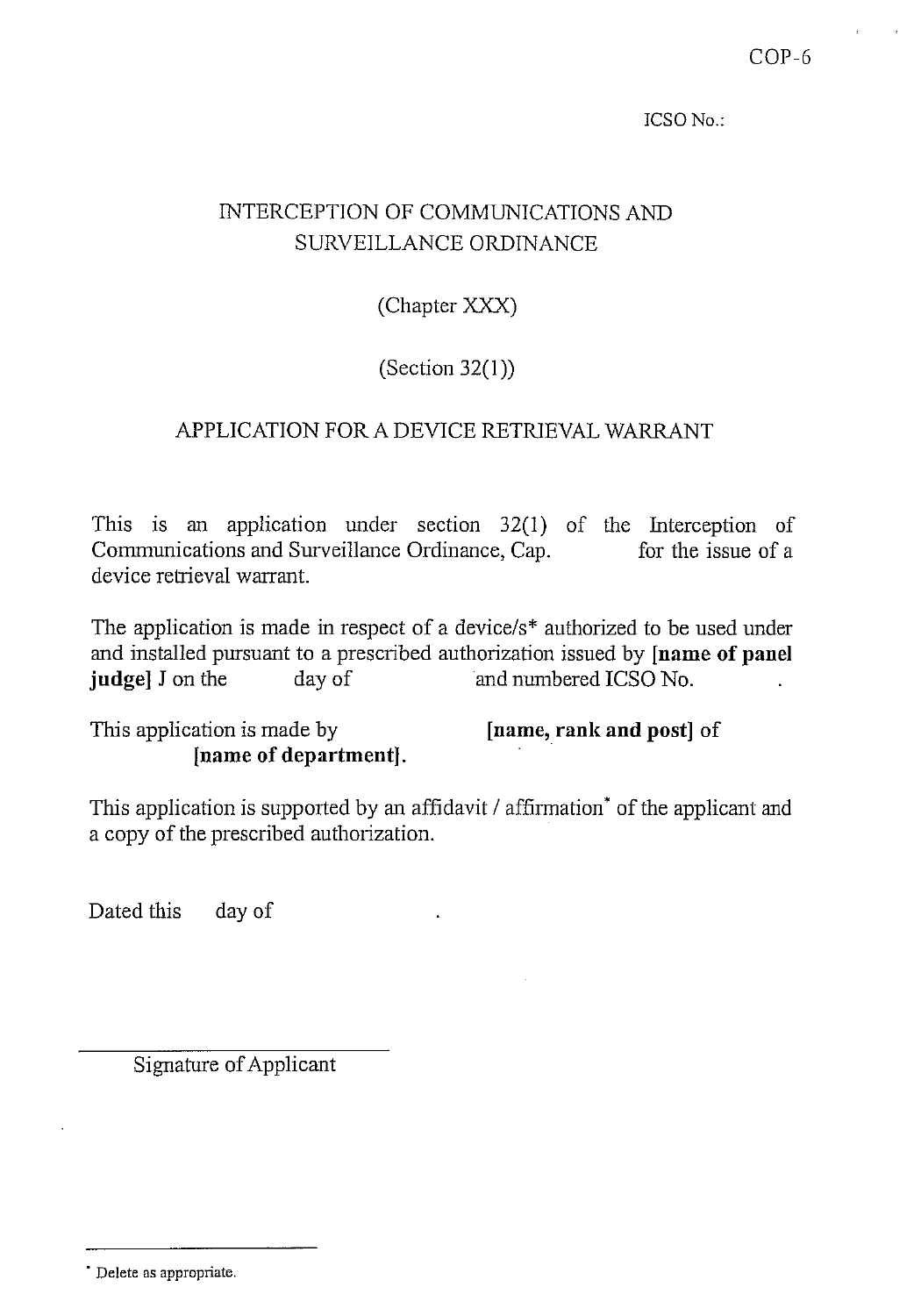COP-6

ICSO No.:

# INTERCEPTION OF COMMUNICATIONS AND SURVEILLANCE ORDINANCE

(Chapter XXX)

(Section 32(1))

## APPLICATION FOR A DEVICE RETRIEVAL WARRANT

This is an application under section 32(1) of the Interception of Communications and Surveillance Ordinance, Cap. for the issue of a device retrieval warrant.

The application is made in respect of a device/s* authorized to be used under and installed pursuant to a prescribed authorization issued by **[name of panel judge]** J on the day of and numbered ICSO No. .

This application is made by **[name, rank and post]** of **[name of department]**.

This application is supported by an affidavit / affirmation* of the applicant and a copy of the prescribed authorization.

Dated this day of .

______________________

Signature of Applicant

---

* Delete as appropriate.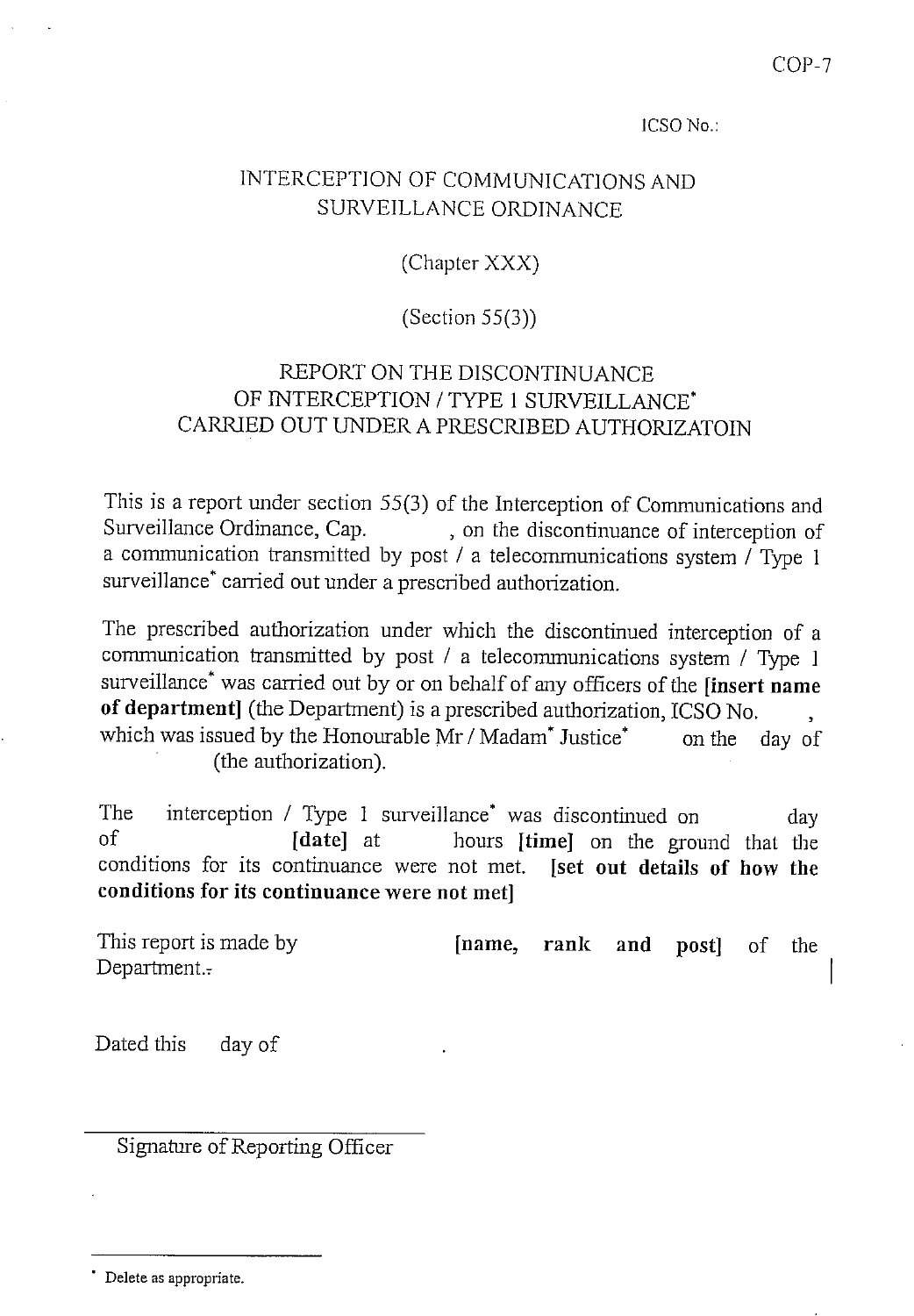COP-7

ICSO No.:

# INTERCEPTION OF COMMUNICATIONS AND SURVEILLANCE ORDINANCE

(Chapter XXX)

(Section 55(3))

## REPORT ON THE DISCONTINUANCE OF INTERCEPTION / TYPE 1 SURVEILLANCE* CARRIED OUT UNDER A PRESCRIBED AUTHORIZATOIN

This is a report under section 55(3) of the Interception of Communications and Surveillance Ordinance, Cap. , on the discontinuance of interception of a communication transmitted by post / a telecommunications system / Type 1 surveillance* carried out under a prescribed authorization.

The prescribed authorization under which the discontinued interception of a communication transmitted by post / a telecommunications system / Type 1 surveillance* was carried out by or on behalf of any officers of the **[insert name of department]** (the Department) is a prescribed authorization, ICSO No. , which was issued by the Honourable Mr / Madam* Justice* on the day of (the authorization).

The interception / Type 1 surveillance* was discontinued on day of **[date]** at hours **[time]** on the ground that the conditions for its continuance were not met. **[set out details of how the conditions for its continuance were not met]**

This report is made by **[name, rank and post]** of the Department.

Dated this day of .

Signature of Reporting Officer

---

* Delete as appropriate.